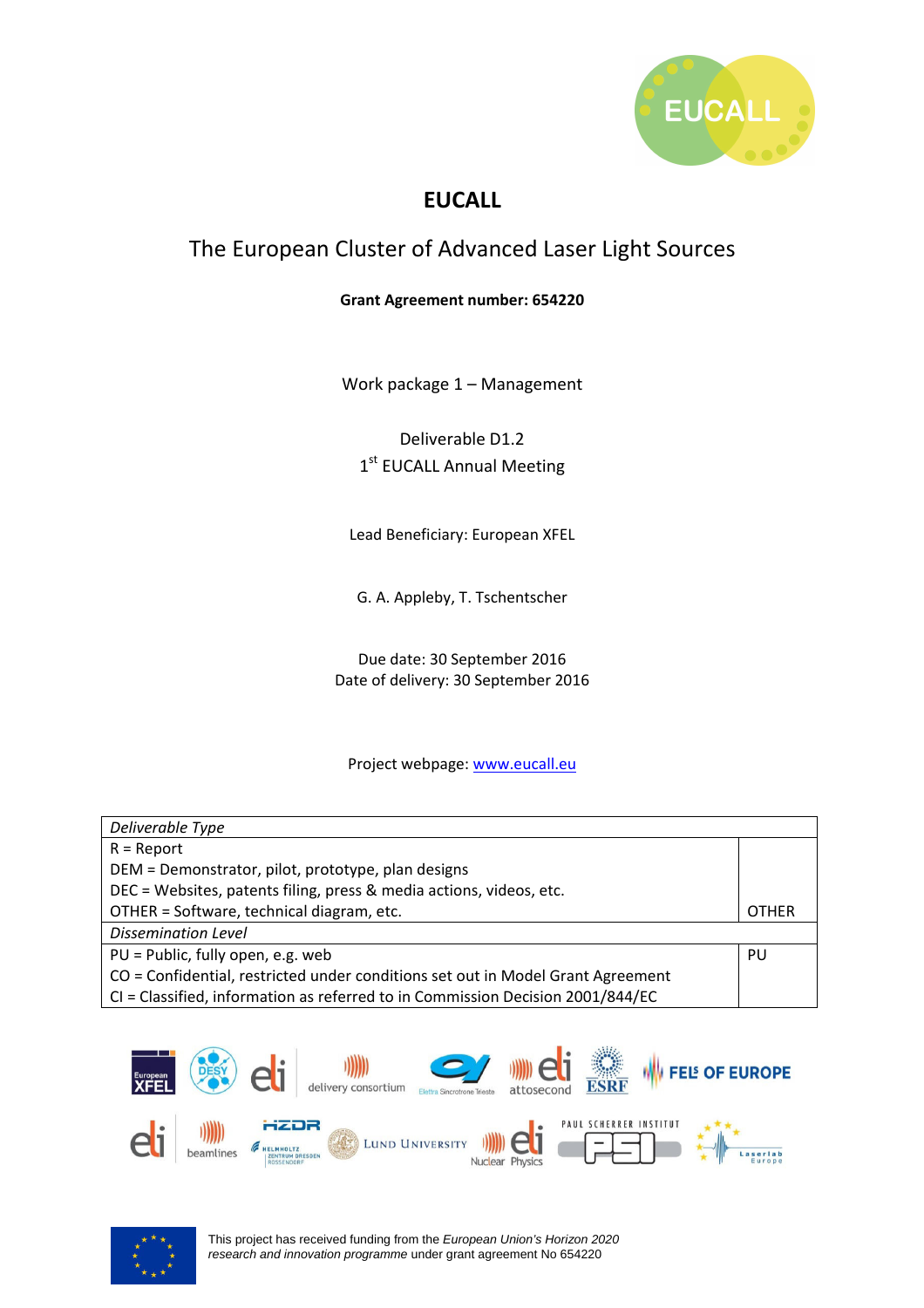# EUCALL

## The European Cluster of Advanced Laser Light Sources

**Grant Agreement number: 654220**

Work package 1 – Management

Deliverable D1.2
1st EUCALL Annual Meeting

Lead Beneficiary: European XFEL

G. A. Appleby, T. Tschentscher

Due date: 30 September 2016
Date of delivery: 30 September 2016

Project webpage: [www.eucall.eu](http://www.eucall.eu)

| *Deliverable Type* | |
|---|---|
| R = Report<br>DEM = Demonstrator, pilot, prototype, plan designs<br>DEC = Websites, patents filing, press & media actions, videos, etc.<br>OTHER = Software, technical diagram, etc. | OTHER |
| *Dissemination Level* | |
| PU = Public, fully open, e.g. web<br>CO = Confidential, restricted under conditions set out in Model Grant Agreement<br>CI = Classified, information as referred to in Commission Decision 2001/844/EC | PU |

This project has received funding from the *European Union's Horizon 2020 research and innovation programme* under grant agreement No 654220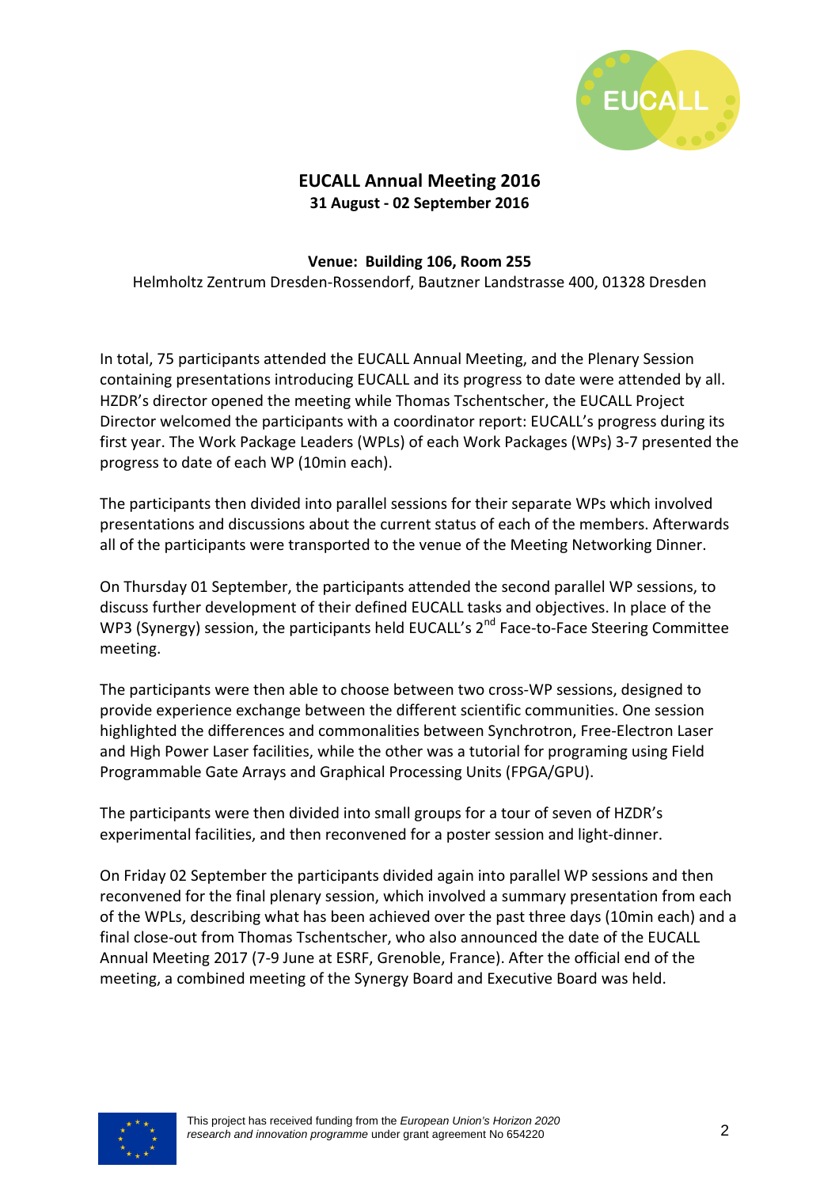# EUCALL Annual Meeting 2016

**31 August - 02 September 2016**

**Venue: Building 106, Room 255**

Helmholtz Zentrum Dresden-Rossendorf, Bautzner Landstrasse 400, 01328 Dresden

In total, 75 participants attended the EUCALL Annual Meeting, and the Plenary Session containing presentations introducing EUCALL and its progress to date were attended by all. HZDR's director opened the meeting while Thomas Tschentscher, the EUCALL Project Director welcomed the participants with a coordinator report: EUCALL's progress during its first year. The Work Package Leaders (WPLs) of each Work Packages (WPs) 3-7 presented the progress to date of each WP (10min each).

The participants then divided into parallel sessions for their separate WPs which involved presentations and discussions about the current status of each of the members. Afterwards all of the participants were transported to the venue of the Meeting Networking Dinner.

On Thursday 01 September, the participants attended the second parallel WP sessions, to discuss further development of their defined EUCALL tasks and objectives. In place of the WP3 (Synergy) session, the participants held EUCALL's 2nd Face-to-Face Steering Committee meeting.

The participants were then able to choose between two cross-WP sessions, designed to provide experience exchange between the different scientific communities. One session highlighted the differences and commonalities between Synchrotron, Free-Electron Laser and High Power Laser facilities, while the other was a tutorial for programing using Field Programmable Gate Arrays and Graphical Processing Units (FPGA/GPU).

The participants were then divided into small groups for a tour of seven of HZDR's experimental facilities, and then reconvened for a poster session and light-dinner.

On Friday 02 September the participants divided again into parallel WP sessions and then reconvened for the final plenary session, which involved a summary presentation from each of the WPLs, describing what has been achieved over the past three days (10min each) and a final close-out from Thomas Tschentscher, who also announced the date of the EUCALL Annual Meeting 2017 (7-9 June at ESRF, Grenoble, France). After the official end of the meeting, a combined meeting of the Synergy Board and Executive Board was held.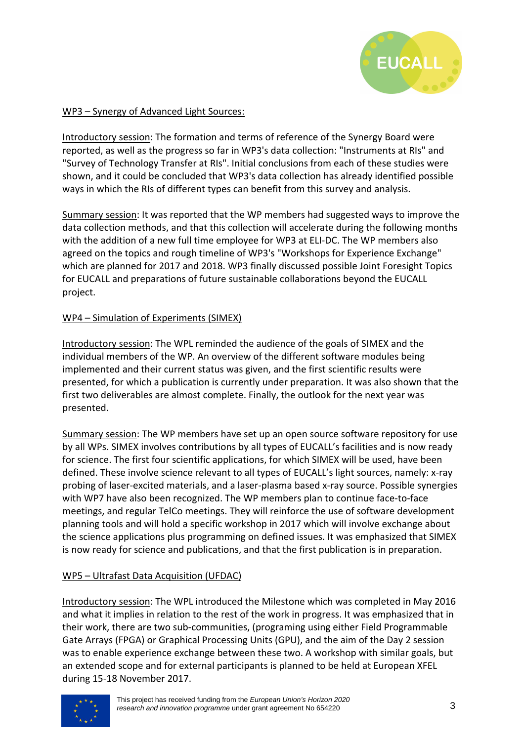WP3 – Synergy of Advanced Light Sources:

Introductory session: The formation and terms of reference of the Synergy Board were reported, as well as the progress so far in WP3's data collection: "Instruments at RIs" and "Survey of Technology Transfer at RIs". Initial conclusions from each of these studies were shown, and it could be concluded that WP3's data collection has already identified possible ways in which the RIs of different types can benefit from this survey and analysis.

Summary session: It was reported that the WP members had suggested ways to improve the data collection methods, and that this collection will accelerate during the following months with the addition of a new full time employee for WP3 at ELI-DC. The WP members also agreed on the topics and rough timeline of WP3's "Workshops for Experience Exchange" which are planned for 2017 and 2018. WP3 finally discussed possible Joint Foresight Topics for EUCALL and preparations of future sustainable collaborations beyond the EUCALL project.

WP4 – Simulation of Experiments (SIMEX)

Introductory session: The WPL reminded the audience of the goals of SIMEX and the individual members of the WP. An overview of the different software modules being implemented and their current status was given, and the first scientific results were presented, for which a publication is currently under preparation. It was also shown that the first two deliverables are almost complete. Finally, the outlook for the next year was presented.

Summary session: The WP members have set up an open source software repository for use by all WPs. SIMEX involves contributions by all types of EUCALL's facilities and is now ready for science. The first four scientific applications, for which SIMEX will be used, have been defined. These involve science relevant to all types of EUCALL's light sources, namely: x-ray probing of laser-excited materials, and a laser-plasma based x-ray source. Possible synergies with WP7 have also been recognized. The WP members plan to continue face-to-face meetings, and regular TelCo meetings. They will reinforce the use of software development planning tools and will hold a specific workshop in 2017 which will involve exchange about the science applications plus programming on defined issues. It was emphasized that SIMEX is now ready for science and publications, and that the first publication is in preparation.

WP5 – Ultrafast Data Acquisition (UFDAC)

Introductory session: The WPL introduced the Milestone which was completed in May 2016 and what it implies in relation to the rest of the work in progress. It was emphasized that in their work, there are two sub-communities, (programing using either Field Programmable Gate Arrays (FPGA) or Graphical Processing Units (GPU), and the aim of the Day 2 session was to enable experience exchange between these two. A workshop with similar goals, but an extended scope and for external participants is planned to be held at European XFEL during 15-18 November 2017.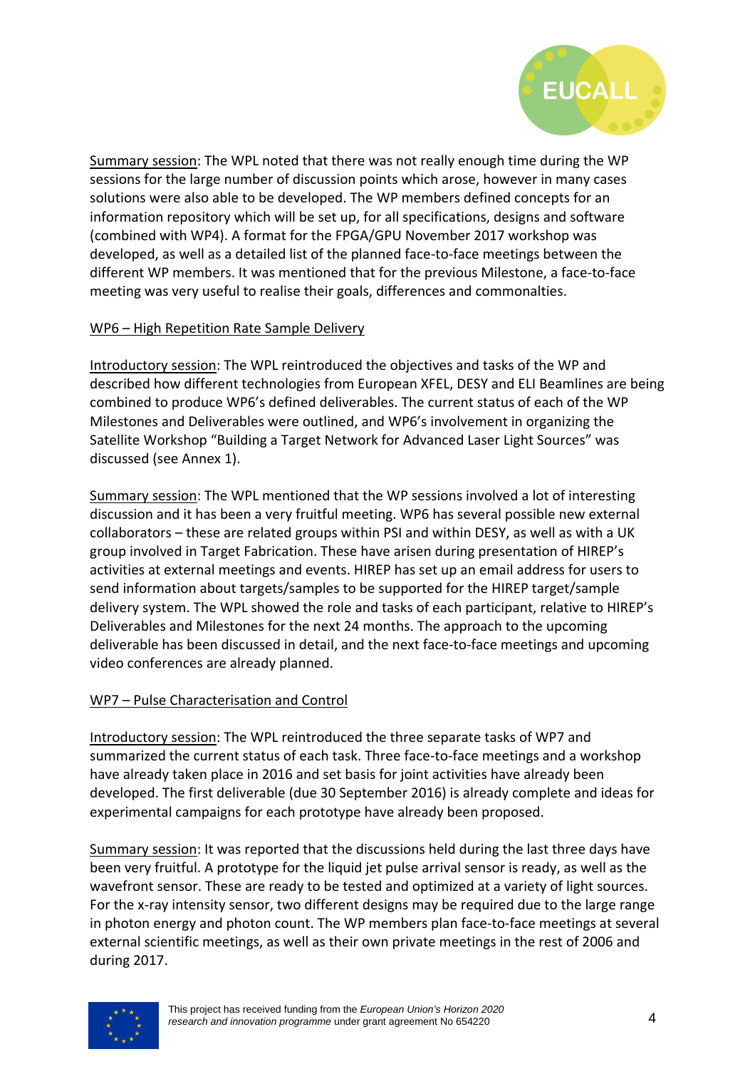Summary session: The WPL noted that there was not really enough time during the WP sessions for the large number of discussion points which arose, however in many cases solutions were also able to be developed. The WP members defined concepts for an information repository which will be set up, for all specifications, designs and software (combined with WP4). A format for the FPGA/GPU November 2017 workshop was developed, as well as a detailed list of the planned face-to-face meetings between the different WP members. It was mentioned that for the previous Milestone, a face-to-face meeting was very useful to realise their goals, differences and commonalties.

WP6 – High Repetition Rate Sample Delivery

Introductory session: The WPL reintroduced the objectives and tasks of the WP and described how different technologies from European XFEL, DESY and ELI Beamlines are being combined to produce WP6's defined deliverables. The current status of each of the WP Milestones and Deliverables were outlined, and WP6's involvement in organizing the Satellite Workshop "Building a Target Network for Advanced Laser Light Sources" was discussed (see Annex 1).

Summary session: The WPL mentioned that the WP sessions involved a lot of interesting discussion and it has been a very fruitful meeting. WP6 has several possible new external collaborators – these are related groups within PSI and within DESY, as well as with a UK group involved in Target Fabrication. These have arisen during presentation of HIREP's activities at external meetings and events. HIREP has set up an email address for users to send information about targets/samples to be supported for the HIREP target/sample delivery system. The WPL showed the role and tasks of each participant, relative to HIREP's Deliverables and Milestones for the next 24 months. The approach to the upcoming deliverable has been discussed in detail, and the next face-to-face meetings and upcoming video conferences are already planned.

WP7 – Pulse Characterisation and Control

Introductory session: The WPL reintroduced the three separate tasks of WP7 and summarized the current status of each task. Three face-to-face meetings and a workshop have already taken place in 2016 and set basis for joint activities have already been developed. The first deliverable (due 30 September 2016) is already complete and ideas for experimental campaigns for each prototype have already been proposed.

Summary session: It was reported that the discussions held during the last three days have been very fruitful. A prototype for the liquid jet pulse arrival sensor is ready, as well as the wavefront sensor. These are ready to be tested and optimized at a variety of light sources. For the x-ray intensity sensor, two different designs may be required due to the large range in photon energy and photon count. The WP members plan face-to-face meetings at several external scientific meetings, as well as their own private meetings in the rest of 2006 and during 2017.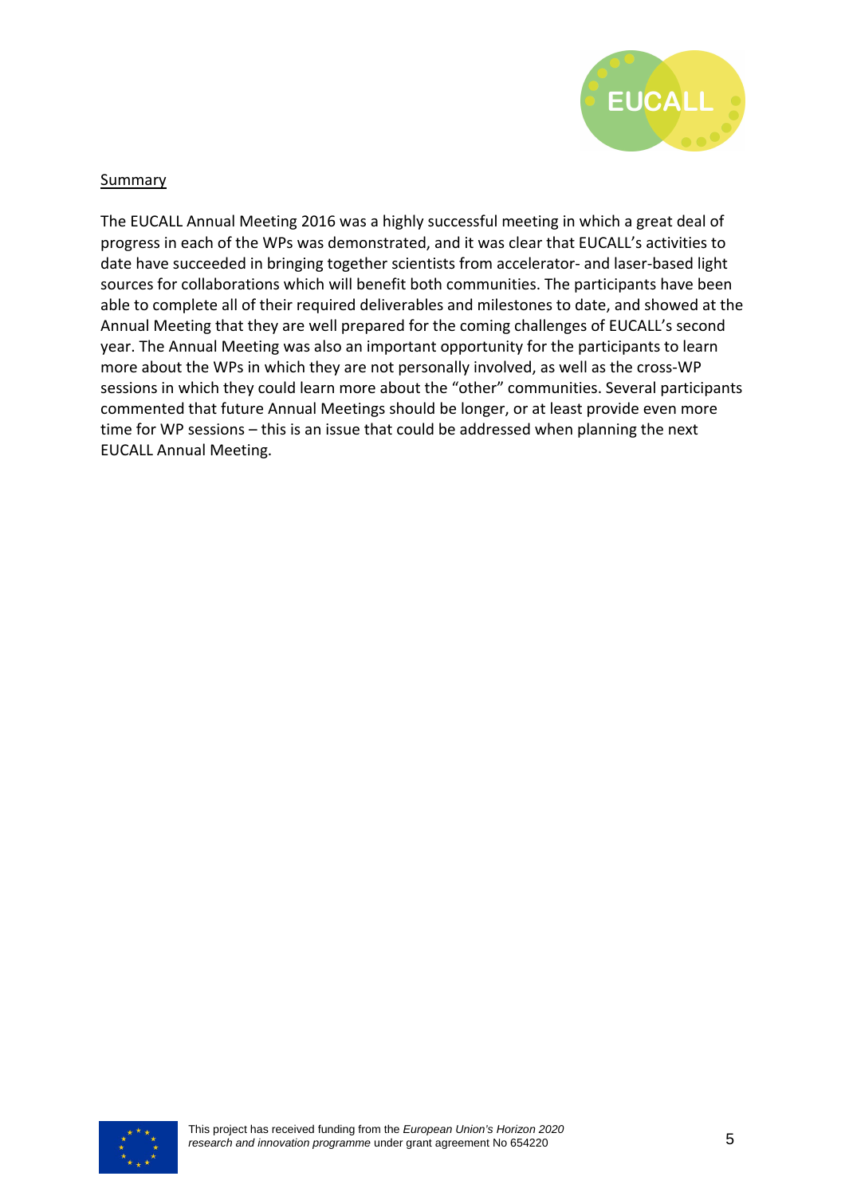## Summary

The EUCALL Annual Meeting 2016 was a highly successful meeting in which a great deal of progress in each of the WPs was demonstrated, and it was clear that EUCALL's activities to date have succeeded in bringing together scientists from accelerator- and laser-based light sources for collaborations which will benefit both communities. The participants have been able to complete all of their required deliverables and milestones to date, and showed at the Annual Meeting that they are well prepared for the coming challenges of EUCALL's second year. The Annual Meeting was also an important opportunity for the participants to learn more about the WPs in which they are not personally involved, as well as the cross-WP sessions in which they could learn more about the "other" communities. Several participants commented that future Annual Meetings should be longer, or at least provide even more time for WP sessions – this is an issue that could be addressed when planning the next EUCALL Annual Meeting.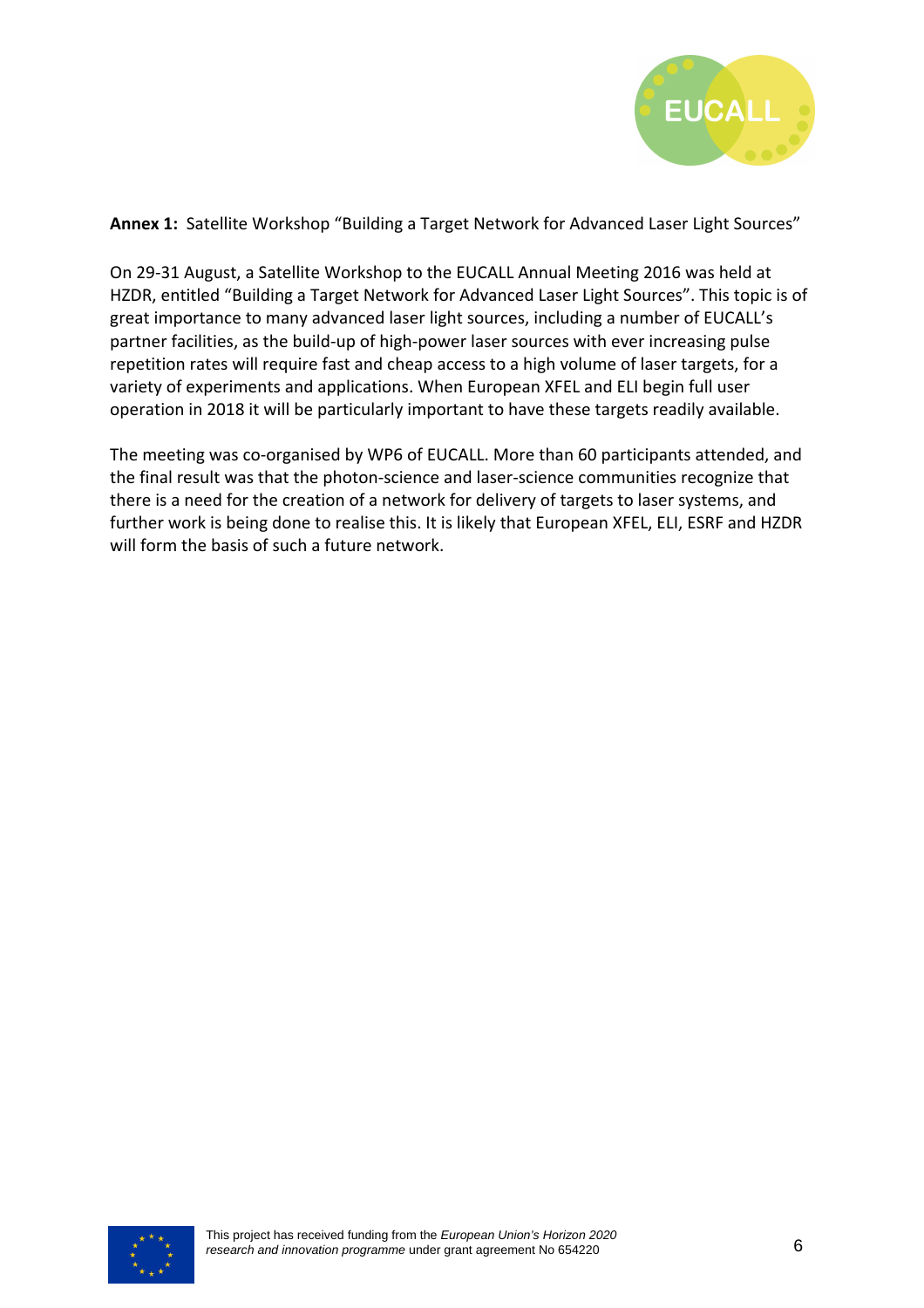**Annex 1:** Satellite Workshop "Building a Target Network for Advanced Laser Light Sources"

On 29-31 August, a Satellite Workshop to the EUCALL Annual Meeting 2016 was held at HZDR, entitled "Building a Target Network for Advanced Laser Light Sources". This topic is of great importance to many advanced laser light sources, including a number of EUCALL's partner facilities, as the build-up of high-power laser sources with ever increasing pulse repetition rates will require fast and cheap access to a high volume of laser targets, for a variety of experiments and applications. When European XFEL and ELI begin full user operation in 2018 it will be particularly important to have these targets readily available.

The meeting was co-organised by WP6 of EUCALL. More than 60 participants attended, and the final result was that the photon-science and laser-science communities recognize that there is a need for the creation of a network for delivery of targets to laser systems, and further work is being done to realise this. It is likely that European XFEL, ELI, ESRF and HZDR will form the basis of such a future network.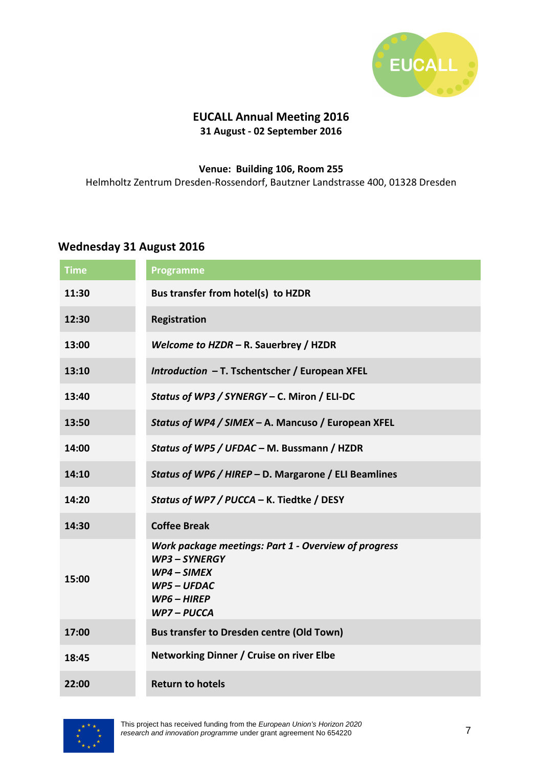**EUCALL Annual Meeting 2016**
**31 August - 02 September 2016**

**Venue: Building 106, Room 255**
Helmholtz Zentrum Dresden-Rossendorf, Bautzner Landstrasse 400, 01328 Dresden

## Wednesday 31 August 2016

| Time | Programme |
|---|---|
| **11:30** | **Bus transfer from hotel(s) to HZDR** |
| **12:30** | **Registration** |
| **13:00** | ***Welcome to HZDR* – R. Sauerbrey / HZDR** |
| **13:10** | ***Introduction* – T. Tschentscher / European XFEL** |
| **13:40** | ***Status of WP3 / SYNERGY* – C. Miron / ELI-DC** |
| **13:50** | ***Status of WP4 / SIMEX* – A. Mancuso / European XFEL** |
| **14:00** | ***Status of WP5 / UFDAC* – M. Bussmann / HZDR** |
| **14:10** | ***Status of WP6 / HIREP* – D. Margarone / ELI Beamlines** |
| **14:20** | ***Status of WP7 / PUCCA* – K. Tiedtke / DESY** |
| **14:30** | **Coffee Break** |
| **15:00** | ***Work package meetings: Part 1 - Overview of progress***<br>***WP3 – SYNERGY***<br>***WP4 – SIMEX***<br>***WP5 – UFDAC***<br>***WP6 – HIREP***<br>***WP7 – PUCCA*** |
| **17:00** | **Bus transfer to Dresden centre (Old Town)** |
| **18:45** | **Networking Dinner / Cruise on river Elbe** |
| **22:00** | **Return to hotels** |

This project has received funding from the *European Union's Horizon 2020 research and innovation programme* under grant agreement No 654220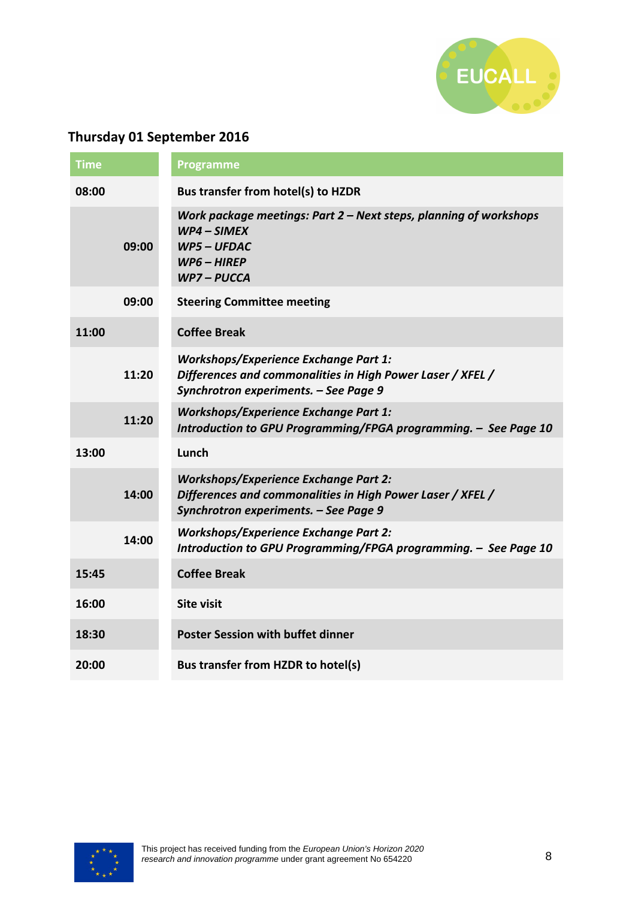## Thursday 01 September 2016

| Time | Programme |
|---|---|
| **08:00** | **Bus transfer from hotel(s) to HZDR** |
| **09:00** | ***Work package meetings: Part 2 – Next steps, planning of workshops***<br>***WP4 – SIMEX***<br>***WP5 – UFDAC***<br>***WP6 – HIREP***<br>***WP7 – PUCCA*** |
| **09:00** | **Steering Committee meeting** |
| **11:00** | **Coffee Break** |
| **11:20** | ***Workshops/Experience Exchange Part 1:***<br>***Differences and commonalities in High Power Laser / XFEL / Synchrotron experiments. – See Page 9*** |
| **11:20** | ***Workshops/Experience Exchange Part 1:***<br>***Introduction to GPU Programming/FPGA programming. – See Page 10*** |
| **13:00** | **Lunch** |
| **14:00** | ***Workshops/Experience Exchange Part 2:***<br>***Differences and commonalities in High Power Laser / XFEL / Synchrotron experiments. – See Page 9*** |
| **14:00** | ***Workshops/Experience Exchange Part 2:***<br>***Introduction to GPU Programming/FPGA programming. – See Page 10*** |
| **15:45** | **Coffee Break** |
| **16:00** | **Site visit** |
| **18:30** | **Poster Session with buffet dinner** |
| **20:00** | **Bus transfer from HZDR to hotel(s)** |

This project has received funding from the *European Union's Horizon 2020 research and innovation programme* under grant agreement No 654220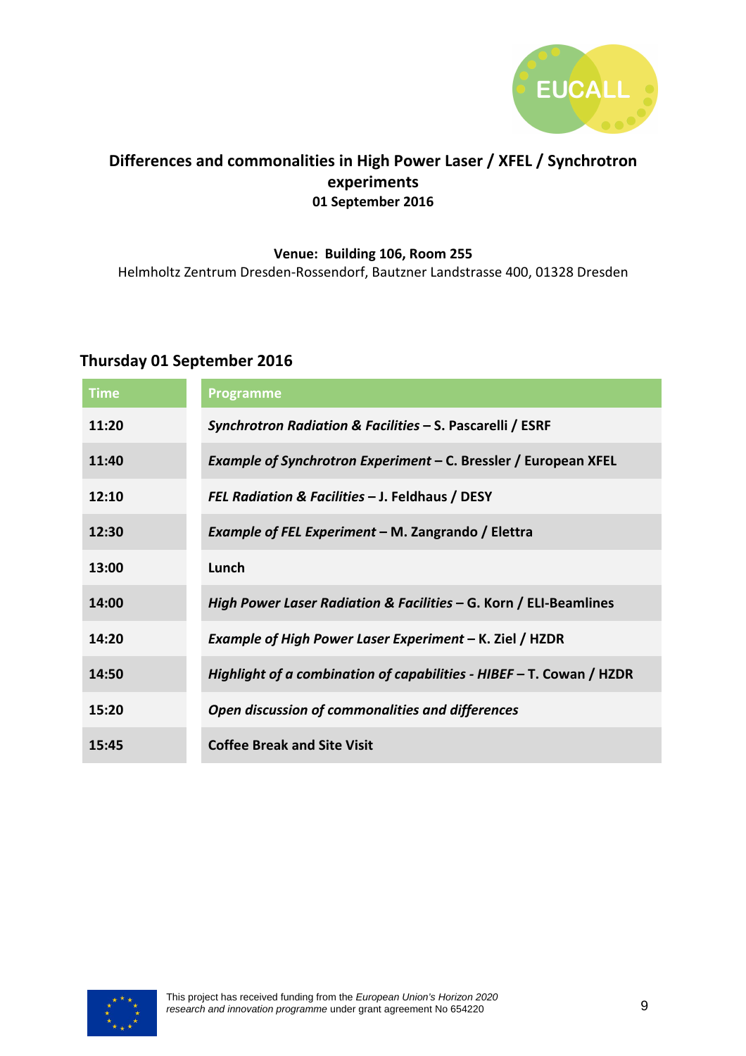## Differences and commonalities in High Power Laser / XFEL / Synchrotron experiments

**01 September 2016**

**Venue: Building 106, Room 255**

Helmholtz Zentrum Dresden-Rossendorf, Bautzner Landstrasse 400, 01328 Dresden

### Thursday 01 September 2016

| Time | Programme |
|---|---|
| **11:20** | ***Synchrotron Radiation & Facilities* – S. Pascarelli / ESRF** |
| **11:40** | ***Example of Synchrotron Experiment* – C. Bressler / European XFEL** |
| **12:10** | ***FEL Radiation & Facilities* – J. Feldhaus / DESY** |
| **12:30** | ***Example of FEL Experiment* – M. Zangrando / Elettra** |
| **13:00** | **Lunch** |
| **14:00** | ***High Power Laser Radiation & Facilities* – G. Korn / ELI-Beamlines** |
| **14:20** | ***Example of High Power Laser Experiment* – K. Ziel / HZDR** |
| **14:50** | ***Highlight of a combination of capabilities - HIBEF* – T. Cowan / HZDR** |
| **15:20** | ***Open discussion of commonalities and differences*** |
| **15:45** | **Coffee Break and Site Visit** |

This project has received funding from the *European Union's Horizon 2020 research and innovation programme* under grant agreement No 654220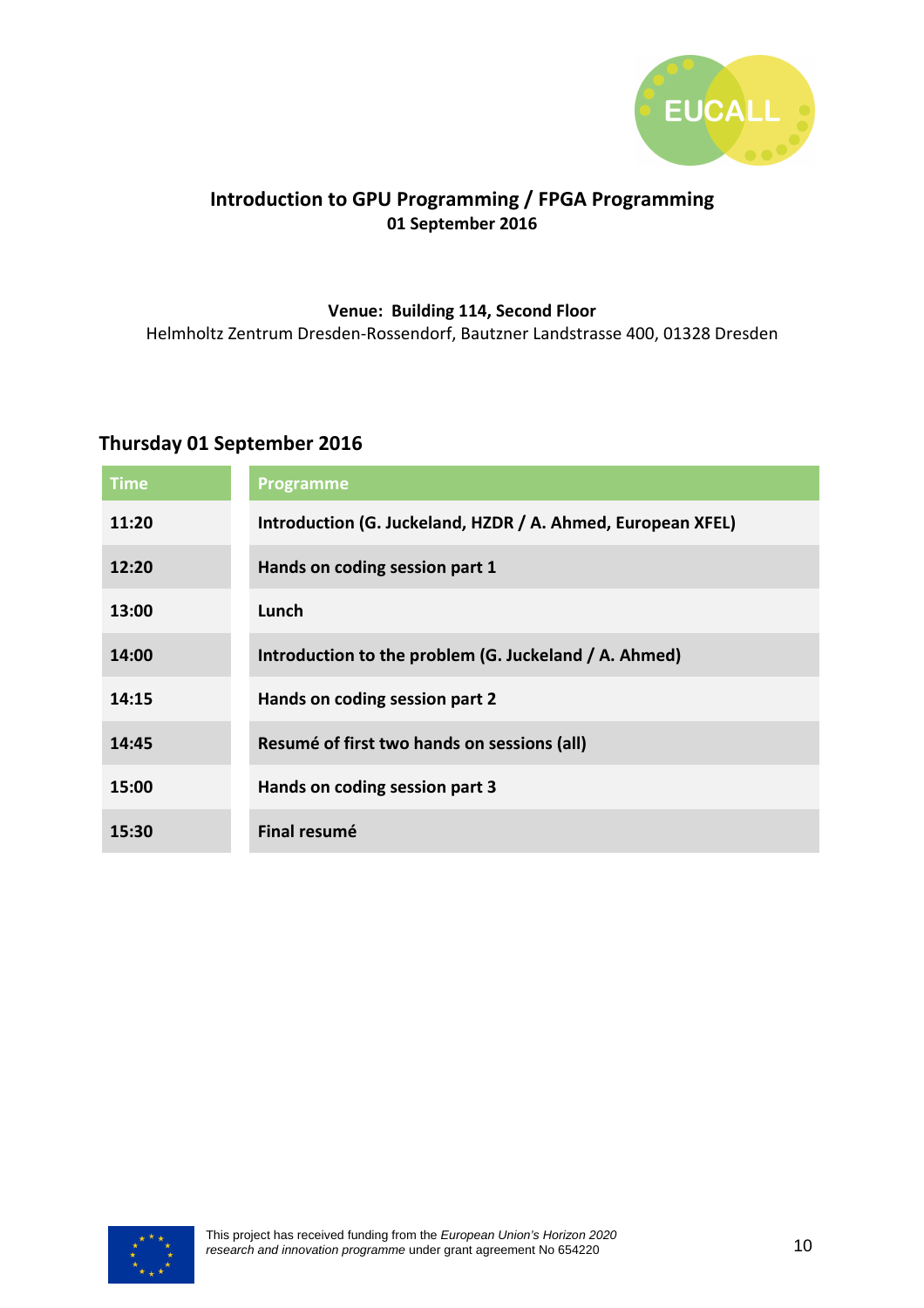# Introduction to GPU Programming / FPGA Programming

**01 September 2016**

**Venue: Building 114, Second Floor**

Helmholtz Zentrum Dresden-Rossendorf, Bautzner Landstrasse 400, 01328 Dresden

## Thursday 01 September 2016

| Time | Programme |
|---|---|
| **11:20** | **Introduction (G. Juckeland, HZDR / A. Ahmed, European XFEL)** |
| **12:20** | **Hands on coding session part 1** |
| **13:00** | **Lunch** |
| **14:00** | **Introduction to the problem (G. Juckeland / A. Ahmed)** |
| **14:15** | **Hands on coding session part 2** |
| **14:45** | **Resumé of first two hands on sessions (all)** |
| **15:00** | **Hands on coding session part 3** |
| **15:30** | **Final resumé** |

This project has received funding from the *European Union's Horizon 2020 research and innovation programme* under grant agreement No 654220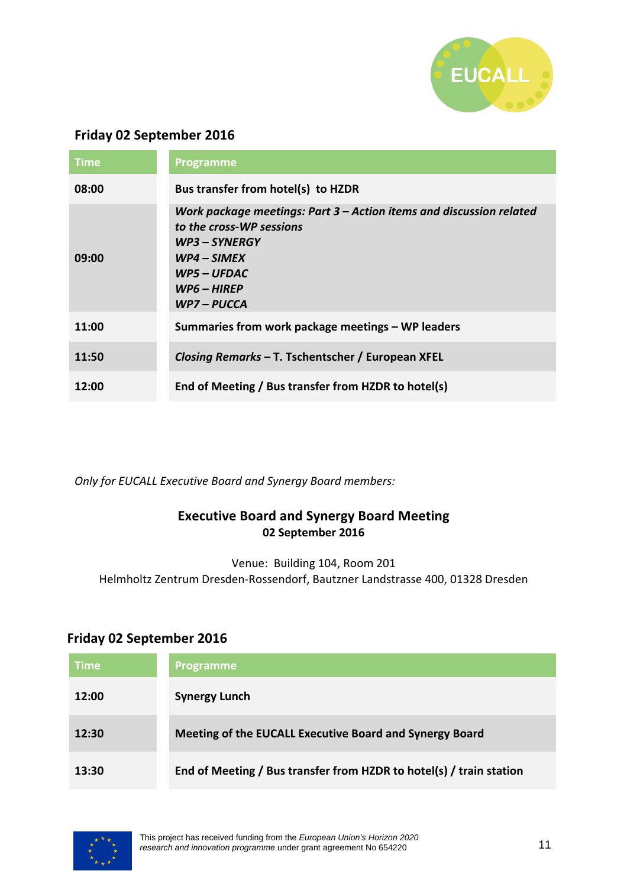## Friday 02 September 2016

| Time | Programme |
|---|---|
| **08:00** | **Bus transfer from hotel(s) to HZDR** |
| **09:00** | ***Work package meetings: Part 3 – Action items and discussion related to the cross-WP sessions***<br>***WP3 – SYNERGY***<br>***WP4 – SIMEX***<br>***WP5 – UFDAC***<br>***WP6 – HIREP***<br>***WP7 – PUCCA*** |
| **11:00** | **Summaries from work package meetings – WP leaders** |
| **11:50** | ***Closing Remarks* – T. Tschentscher / European XFEL** |
| **12:00** | **End of Meeting / Bus transfer from HZDR to hotel(s)** |

*Only for EUCALL Executive Board and Synergy Board members:*

**Executive Board and Synergy Board Meeting**
**02 September 2016**

Venue: Building 104, Room 201
Helmholtz Zentrum Dresden-Rossendorf, Bautzner Landstrasse 400, 01328 Dresden

## Friday 02 September 2016

| Time | Programme |
|---|---|
| **12:00** | **Synergy Lunch** |
| **12:30** | **Meeting of the EUCALL Executive Board and Synergy Board** |
| **13:30** | **End of Meeting / Bus transfer from HZDR to hotel(s) / train station** |

This project has received funding from the *European Union's Horizon 2020 research and innovation programme* under grant agreement No 654220